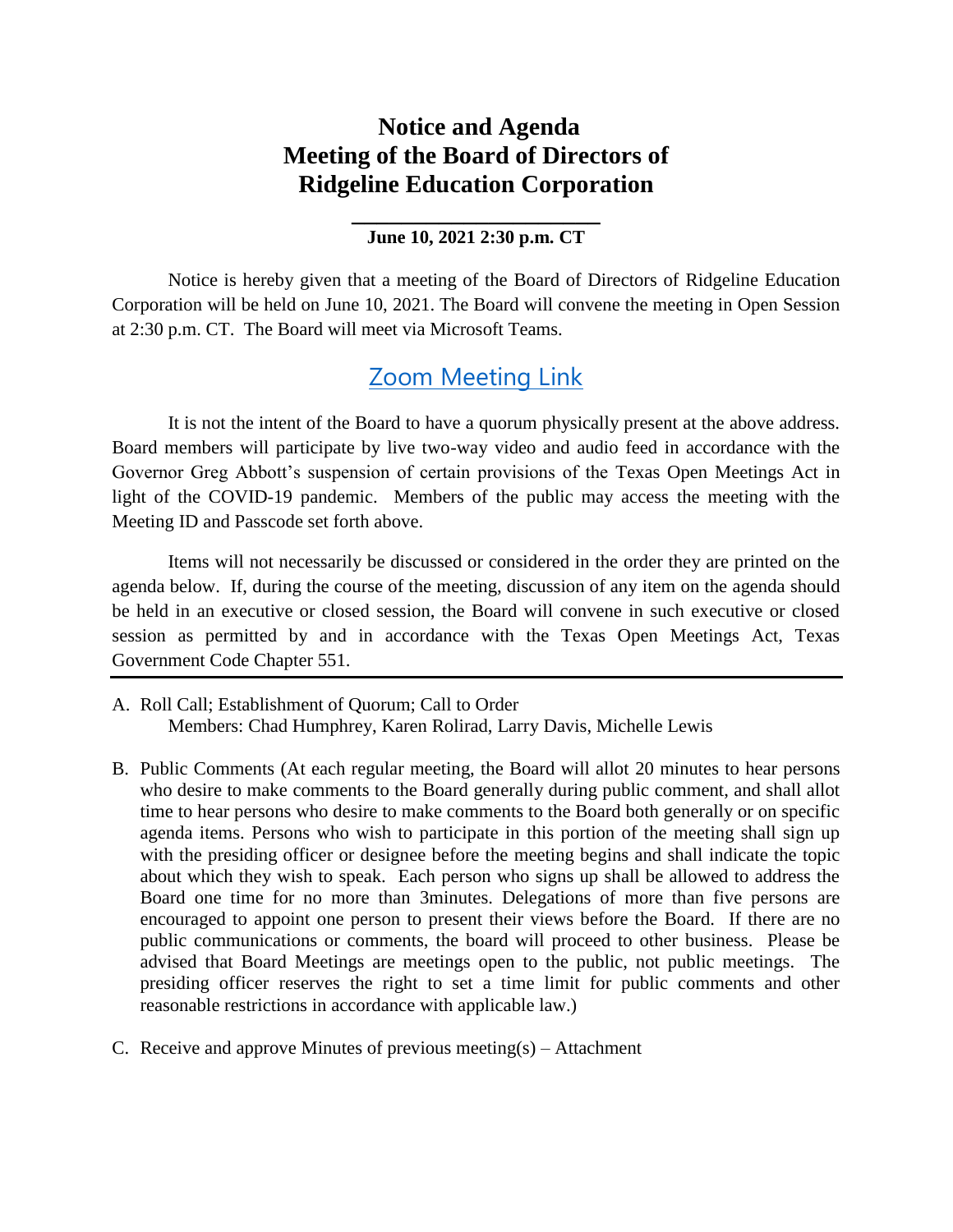# Notice and Agenda
# Meeting of the Board of Directors of Ridgeline Education Corporation

**June 10, 2021 2:30 p.m. CT**

Notice is hereby given that a meeting of the Board of Directors of Ridgeline Education Corporation will be held on June 10, 2021. The Board will convene the meeting in Open Session at 2:30 p.m. CT. The Board will meet via Microsoft Teams.

Zoom Meeting Link

It is not the intent of the Board to have a quorum physically present at the above address. Board members will participate by live two-way video and audio feed in accordance with the Governor Greg Abbott's suspension of certain provisions of the Texas Open Meetings Act in light of the COVID-19 pandemic. Members of the public may access the meeting with the Meeting ID and Passcode set forth above.

Items will not necessarily be discussed or considered in the order they are printed on the agenda below. If, during the course of the meeting, discussion of any item on the agenda should be held in an executive or closed session, the Board will convene in such executive or closed session as permitted by and in accordance with the Texas Open Meetings Act, Texas Government Code Chapter 551.

---

A. Roll Call; Establishment of Quorum; Call to Order
   Members: Chad Humphrey, Karen Rolirad, Larry Davis, Michelle Lewis

B. Public Comments (At each regular meeting, the Board will allot 20 minutes to hear persons who desire to make comments to the Board generally during public comment, and shall allot time to hear persons who desire to make comments to the Board both generally or on specific agenda items. Persons who wish to participate in this portion of the meeting shall sign up with the presiding officer or designee before the meeting begins and shall indicate the topic about which they wish to speak. Each person who signs up shall be allowed to address the Board one time for no more than 3minutes. Delegations of more than five persons are encouraged to appoint one person to present their views before the Board. If there are no public communications or comments, the board will proceed to other business. Please be advised that Board Meetings are meetings open to the public, not public meetings. The presiding officer reserves the right to set a time limit for public comments and other reasonable restrictions in accordance with applicable law.)

C. Receive and approve Minutes of previous meeting(s) – Attachment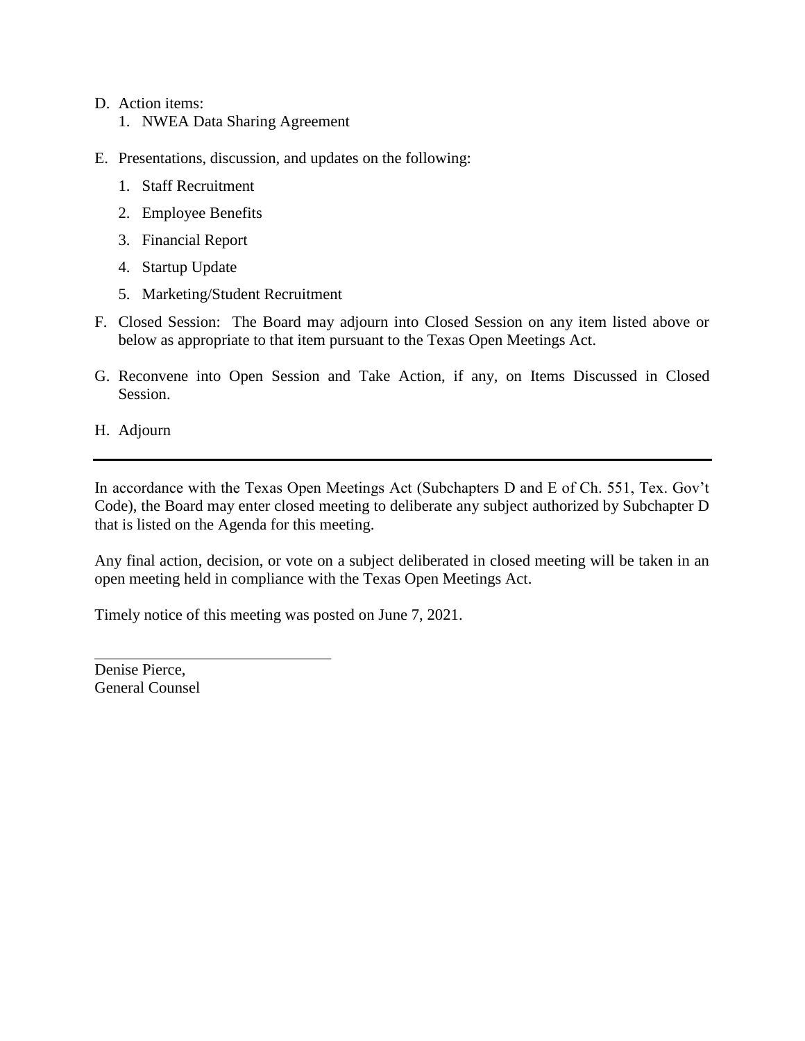D. Action items:
   1. NWEA Data Sharing Agreement

E. Presentations, discussion, and updates on the following:
   1. Staff Recruitment
   2. Employee Benefits
   3. Financial Report
   4. Startup Update
   5. Marketing/Student Recruitment

F. Closed Session: The Board may adjourn into Closed Session on any item listed above or below as appropriate to that item pursuant to the Texas Open Meetings Act.

G. Reconvene into Open Session and Take Action, if any, on Items Discussed in Closed Session.

H. Adjourn

---

In accordance with the Texas Open Meetings Act (Subchapters D and E of Ch. 551, Tex. Gov't Code), the Board may enter closed meeting to deliberate any subject authorized by Subchapter D that is listed on the Agenda for this meeting.

Any final action, decision, or vote on a subject deliberated in closed meeting will be taken in an open meeting held in compliance with the Texas Open Meetings Act.

Timely notice of this meeting was posted on June 7, 2021.

\_\_\_\_\_\_\_\_\_\_\_\_\_\_\_\_\_\_\_\_\_\_\_\_\_\_\_\_\_\_

Denise Pierce,
General Counsel